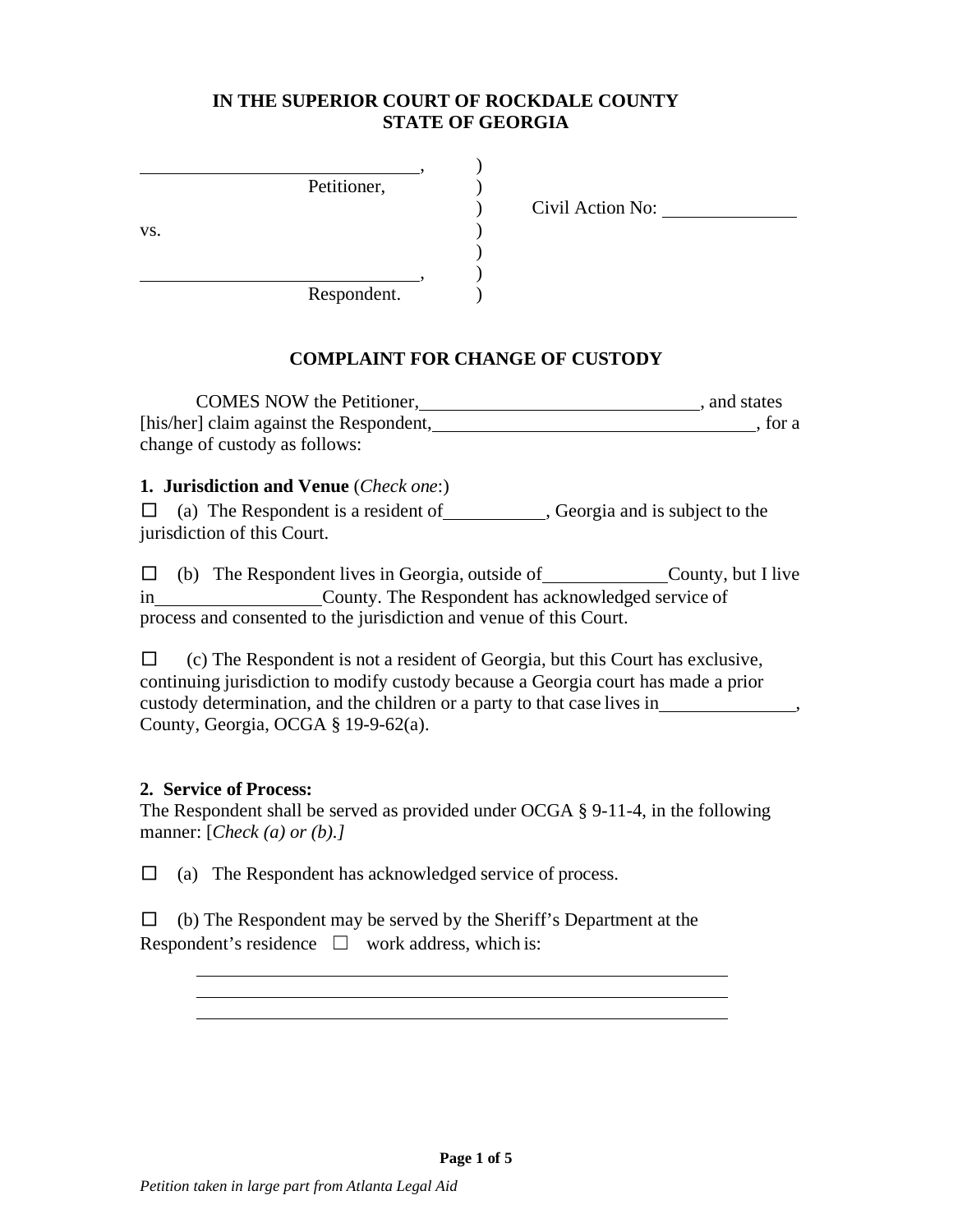**IN THE SUPERIOR COURT OF ROCKDALE COUNTY**
**STATE OF GEORGIA**

| | | |
|---|---|---|
| ______________________________, | ) | |
| Petitioner, | ) | |
| | ) | Civil Action No: ______________ |
| vs. | ) | |
| | ) | |
| ______________________________, | ) | |
| Respondent. | ) | |

**COMPLAINT FOR CHANGE OF CUSTODY**

COMES NOW the Petitioner, ______________________________, and states [his/her] claim against the Respondent, ___________________________________, for a change of custody as follows:

**1. Jurisdiction and Venue** (*Check one*:)

☐ (a) The Respondent is a resident of___________, Georgia and is subject to the jurisdiction of this Court.

☐ (b) The Respondent lives in Georgia, outside of_____________County, but I live in__________________County. The Respondent has acknowledged service of process and consented to the jurisdiction and venue of this Court.

☐ (c) The Respondent is not a resident of Georgia, but this Court has exclusive, continuing jurisdiction to modify custody because a Georgia court has made a prior custody determination, and the children or a party to that case lives in______________, County, Georgia, OCGA § 19-9-62(a).

**2. Service of Process:**
The Respondent shall be served as provided under OCGA § 9-11-4, in the following manner: [*Check (a) or (b).]*

☐ (a) The Respondent has acknowledged service of process.

☐ (b) The Respondent may be served by the Sheriff's Department at the Respondent's residence ☐ work address, which is:

______________________________________________________
______________________________________________________
______________________________________________________

*Petition taken in large part from Atlanta Legal Aid*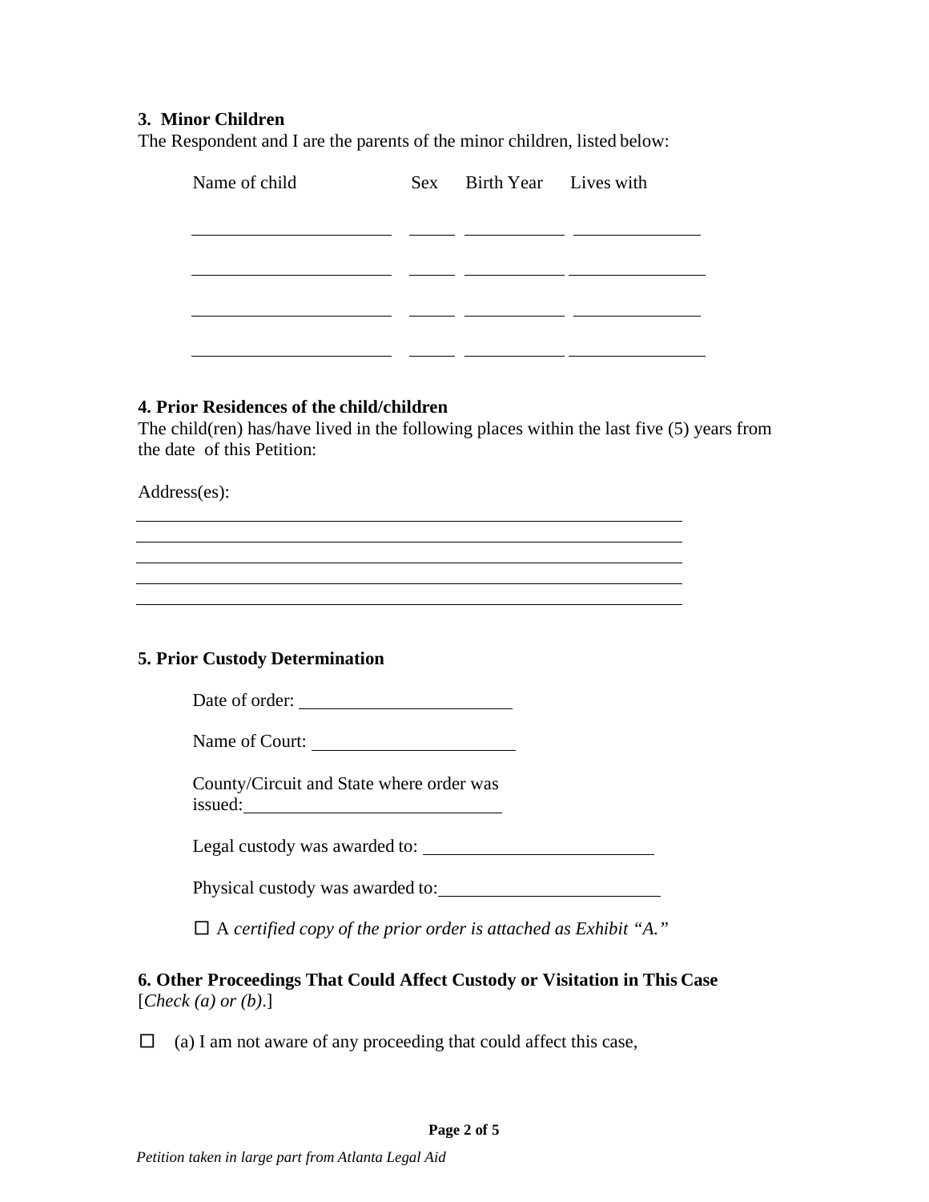### 3. Minor Children

The Respondent and I are the parents of the minor children, listed below:

| Name of child | Sex | Birth Year | Lives with |
| --- | --- | --- | --- |
| | | | |
| | | | |
| | | | |
| | | | |

### 4. Prior Residences of the child/children

The child(ren) has/have lived in the following places within the last five (5) years from the date of this Petition:

Address(es):

______________________________________________

______________________________________________

______________________________________________

______________________________________________

______________________________________________

### 5. Prior Custody Determination

Date of order: ____________________

Name of Court: ____________________

County/Circuit and State where order was issued: ____________________

Legal custody was awarded to: ____________________

Physical custody was awarded to: ____________________

☐ A *certified copy of the prior order is attached as Exhibit "A."*

### 6. Other Proceedings That Could Affect Custody or Visitation in This Case

[*Check (a) or (b)*.]

☐ (a) I am not aware of any proceeding that could affect this case,

*Petition taken in large part from Atlanta Legal Aid*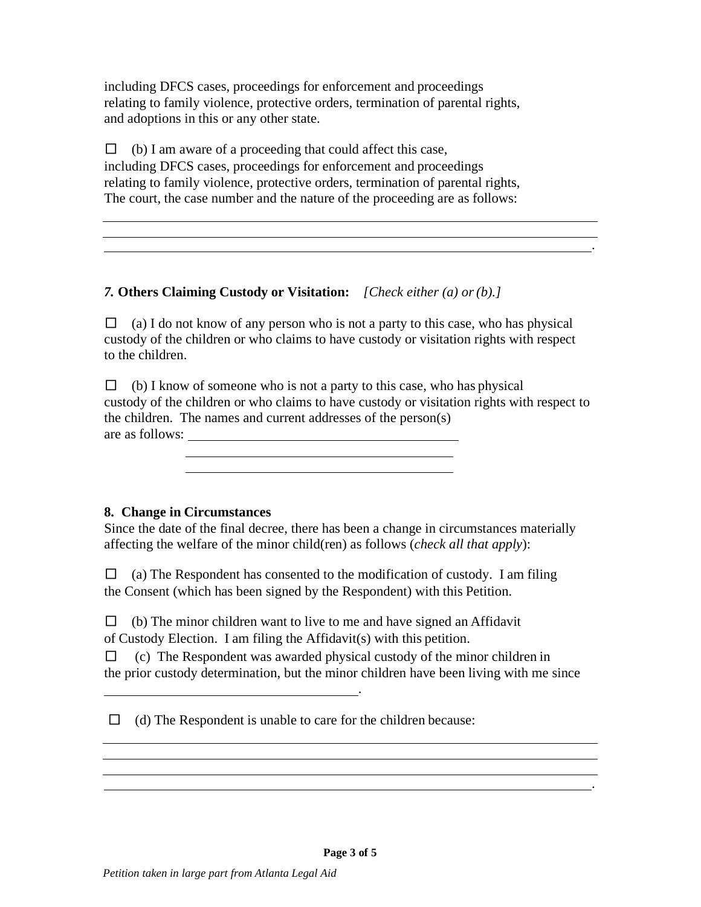including DFCS cases, proceedings for enforcement and proceedings relating to family violence, protective orders, termination of parental rights, and adoptions in this or any other state.

☐ (b) I am aware of a proceeding that could affect this case, including DFCS cases, proceedings for enforcement and proceedings relating to family violence, protective orders, termination of parental rights, The court, the case number and the nature of the proceeding are as follows:

_______________________________________________________________________________
_______________________________________________________________________________
_______________________________________________________________________________.

***7.* Others Claiming Custody or Visitation:** *[Check either (a) or (b).]*

☐ (a) I do not know of any person who is not a party to this case, who has physical custody of the children or who claims to have custody or visitation rights with respect to the children.

☐ (b) I know of someone who is not a party to this case, who has physical custody of the children or who claims to have custody or visitation rights with respect to the children. The names and current addresses of the person(s) are as follows: ________________________________________
________________________________________
________________________________________

**8. Change in Circumstances**

Since the date of the final decree, there has been a change in circumstances materially affecting the welfare of the minor child(ren) as follows (*check all that apply*):

☐ (a) The Respondent has consented to the modification of custody. I am filing the Consent (which has been signed by the Respondent) with this Petition.

☐ (b) The minor children want to live to me and have signed an Affidavit of Custody Election. I am filing the Affidavit(s) with this petition.

☐ (c) The Respondent was awarded physical custody of the minor children in the prior custody determination, but the minor children have been living with me since ________________________________________.

☐ (d) The Respondent is unable to care for the children because:

_______________________________________________________________________________
_______________________________________________________________________________
_______________________________________________________________________________
_______________________________________________________________________________.

*Petition taken in large part from Atlanta Legal Aid*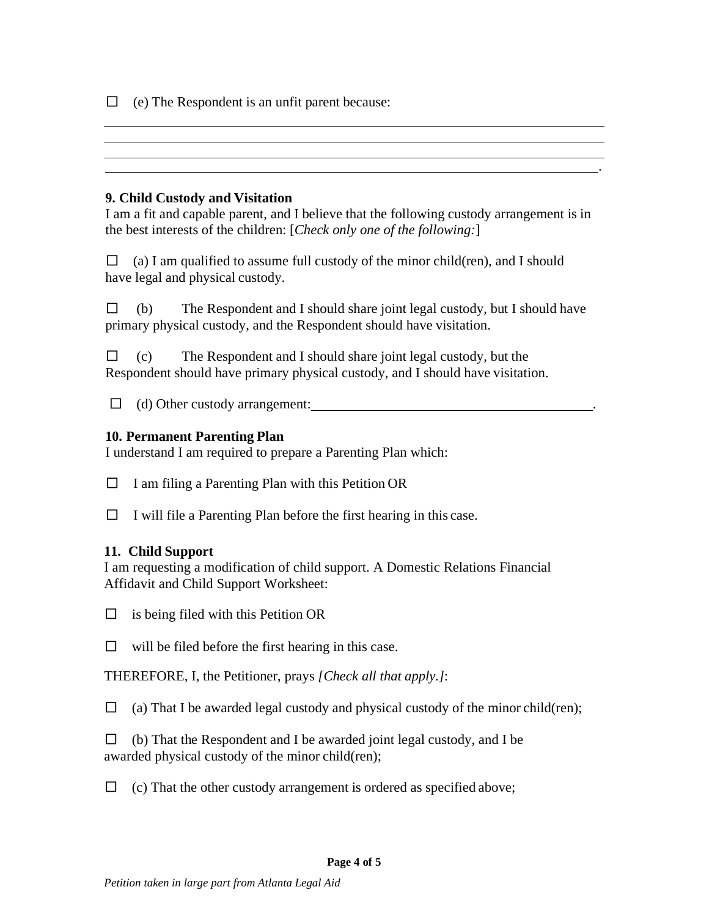☐ (e) The Respondent is an unfit parent because:

\_\_\_\_\_\_\_\_\_\_\_\_\_\_\_\_\_\_\_\_\_\_\_\_\_\_\_\_\_\_\_\_\_\_\_\_\_\_\_\_\_\_\_\_\_\_\_\_\_\_\_\_\_\_\_\_\_\_\_\_\_\_\_\_\_\_\_\_\_\_

\_\_\_\_\_\_\_\_\_\_\_\_\_\_\_\_\_\_\_\_\_\_\_\_\_\_\_\_\_\_\_\_\_\_\_\_\_\_\_\_\_\_\_\_\_\_\_\_\_\_\_\_\_\_\_\_\_\_\_\_\_\_\_\_\_\_\_\_\_\_

\_\_\_\_\_\_\_\_\_\_\_\_\_\_\_\_\_\_\_\_\_\_\_\_\_\_\_\_\_\_\_\_\_\_\_\_\_\_\_\_\_\_\_\_\_\_\_\_\_\_\_\_\_\_\_\_\_\_\_\_\_\_\_\_\_\_\_\_\_\_

\_\_\_\_\_\_\_\_\_\_\_\_\_\_\_\_\_\_\_\_\_\_\_\_\_\_\_\_\_\_\_\_\_\_\_\_\_\_\_\_\_\_\_\_\_\_\_\_\_\_\_\_\_\_\_\_\_\_\_\_\_\_\_\_\_\_\_\_\_.

**9. Child Custody and Visitation**

I am a fit and capable parent, and I believe that the following custody arrangement is in the best interests of the children: [*Check only one of the following:*]

☐ (a) I am qualified to assume full custody of the minor child(ren), and I should have legal and physical custody.

☐ (b) The Respondent and I should share joint legal custody, but I should have primary physical custody, and the Respondent should have visitation.

☐ (c) The Respondent and I should share joint legal custody, but the Respondent should have primary physical custody, and I should have visitation.

☐ (d) Other custody arrangement:\_\_\_\_\_\_\_\_\_\_\_\_\_\_\_\_\_\_\_\_\_\_\_\_\_\_\_\_\_\_\_\_\_\_\_\_\_\_\_\_.

**10. Permanent Parenting Plan**

I understand I am required to prepare a Parenting Plan which:

☐ I am filing a Parenting Plan with this Petition OR

☐ I will file a Parenting Plan before the first hearing in this case.

**11. Child Support**

I am requesting a modification of child support. A Domestic Relations Financial Affidavit and Child Support Worksheet:

☐ is being filed with this Petition OR

☐ will be filed before the first hearing in this case.

THEREFORE, I, the Petitioner, prays *[Check all that apply.]*:

☐ (a) That I be awarded legal custody and physical custody of the minor child(ren);

☐ (b) That the Respondent and I be awarded joint legal custody, and I be awarded physical custody of the minor child(ren);

☐ (c) That the other custody arrangement is ordered as specified above;

*Petition taken in large part from Atlanta Legal Aid*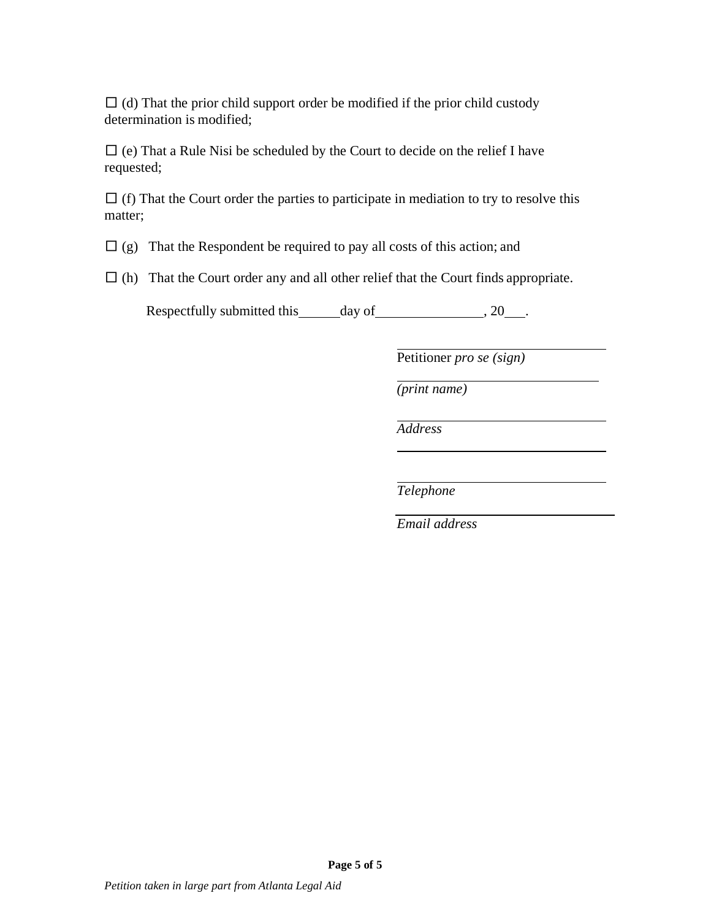☐ (d) That the prior child support order be modified if the prior child custody determination is modified;

☐ (e) That a Rule Nisi be scheduled by the Court to decide on the relief I have requested;

☐ (f) That the Court order the parties to participate in mediation to try to resolve this matter;

☐ (g) That the Respondent be required to pay all costs of this action; and

☐ (h) That the Court order any and all other relief that the Court finds appropriate.

Respectfully submitted this ______ day of ________________, 20___.

______________________________
Petitioner *pro se (sign)*

______________________________
*(print name)*

______________________________
*Address*

______________________________

______________________________
*Telephone*

______________________________
*Email address*

*Petition taken in large part from Atlanta Legal Aid*